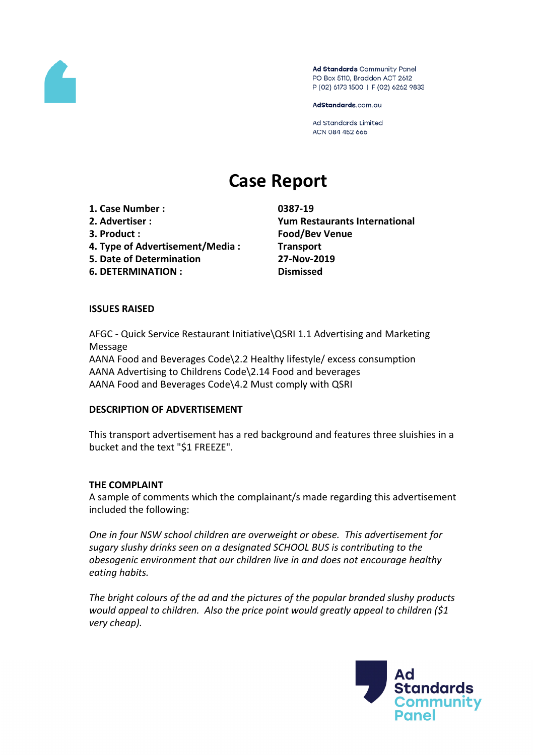Ad Standards Community Panel
PO Box 5110, Braddon ACT 2612
P (02) 6173 1500 | F (02) 6262 9833

AdStandards.com.au

Ad Standards Limited
ACN 084 452 666

# Case Report

| | |
|---|---|
| **1. Case Number :** | **0387-19** |
| **2. Advertiser :** | **Yum Restaurants International** |
| **3. Product :** | **Food/Bev Venue** |
| **4. Type of Advertisement/Media :** | **Transport** |
| **5. Date of Determination** | **27-Nov-2019** |
| **6. DETERMINATION :** | **Dismissed** |

**ISSUES RAISED**

AFGC - Quick Service Restaurant Initiative\QSRI 1.1 Advertising and Marketing Message
AANA Food and Beverages Code\2.2 Healthy lifestyle/ excess consumption
AANA Advertising to Childrens Code\2.14 Food and beverages
AANA Food and Beverages Code\4.2 Must comply with QSRI

**DESCRIPTION OF ADVERTISEMENT**

This transport advertisement has a red background and features three sluishies in a bucket and the text "$1 FREEZE".

**THE COMPLAINT**

A sample of comments which the complainant/s made regarding this advertisement included the following:

*One in four NSW school children are overweight or obese. This advertisement for sugary slushy drinks seen on a designated SCHOOL BUS is contributing to the obesogenic environment that our children live in and does not encourage healthy eating habits.*

*The bright colours of the ad and the pictures of the popular branded slushy products would appeal to children. Also the price point would greatly appeal to children ($1 very cheap).*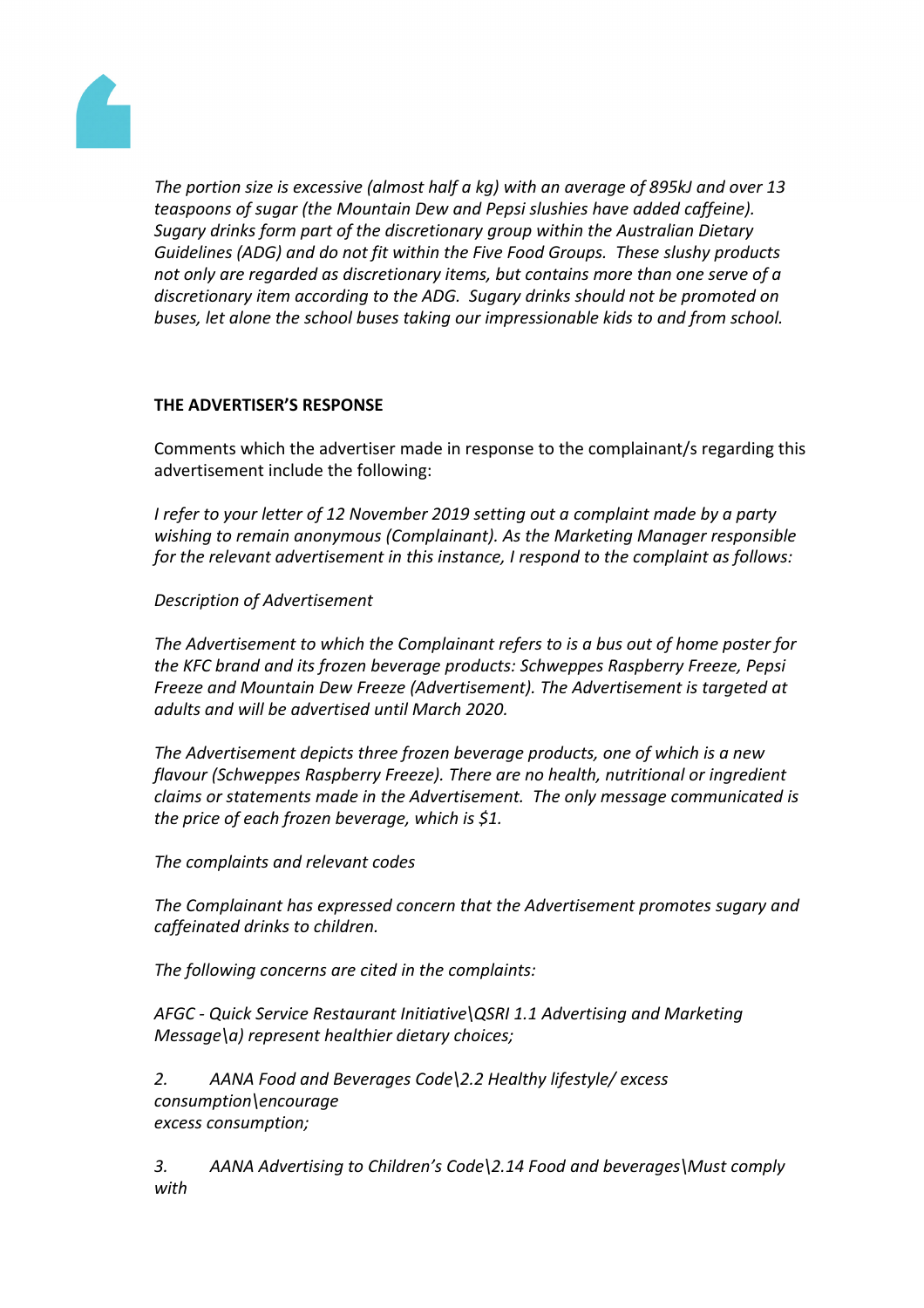*The portion size is excessive (almost half a kg) with an average of 895kJ and over 13 teaspoons of sugar (the Mountain Dew and Pepsi slushies have added caffeine). Sugary drinks form part of the discretionary group within the Australian Dietary Guidelines (ADG) and do not fit within the Five Food Groups. These slushy products not only are regarded as discretionary items, but contains more than one serve of a discretionary item according to the ADG. Sugary drinks should not be promoted on buses, let alone the school buses taking our impressionable kids to and from school.*

**THE ADVERTISER'S RESPONSE**

Comments which the advertiser made in response to the complainant/s regarding this advertisement include the following:

*I refer to your letter of 12 November 2019 setting out a complaint made by a party wishing to remain anonymous (Complainant). As the Marketing Manager responsible for the relevant advertisement in this instance, I respond to the complaint as follows:*

*Description of Advertisement*

*The Advertisement to which the Complainant refers to is a bus out of home poster for the KFC brand and its frozen beverage products: Schweppes Raspberry Freeze, Pepsi Freeze and Mountain Dew Freeze (Advertisement). The Advertisement is targeted at adults and will be advertised until March 2020.*

*The Advertisement depicts three frozen beverage products, one of which is a new flavour (Schweppes Raspberry Freeze). There are no health, nutritional or ingredient claims or statements made in the Advertisement. The only message communicated is the price of each frozen beverage, which is $1.*

*The complaints and relevant codes*

*The Complainant has expressed concern that the Advertisement promotes sugary and caffeinated drinks to children.*

*The following concerns are cited in the complaints:*

*AFGC - Quick Service Restaurant Initiative\QSRI 1.1 Advertising and Marketing Message\a) represent healthier dietary choices;*

*2. AANA Food and Beverages Code\2.2 Healthy lifestyle/ excess consumption\encourage excess consumption;*

*3. AANA Advertising to Children's Code\2.14 Food and beverages\Must comply with*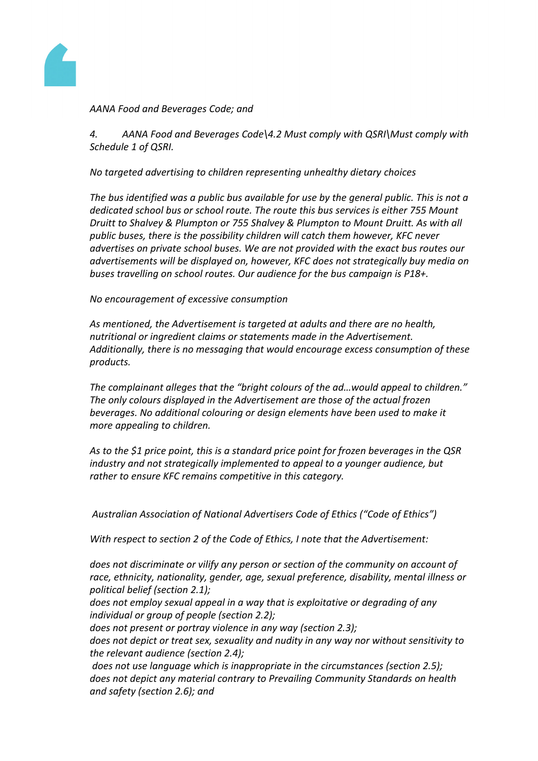*AANA Food and Beverages Code; and*

*4. AANA Food and Beverages Code\4.2 Must comply with QSRI\Must comply with Schedule 1 of QSRI.*

*No targeted advertising to children representing unhealthy dietary choices*

*The bus identified was a public bus available for use by the general public. This is not a dedicated school bus or school route. The route this bus services is either 755 Mount Druitt to Shalvey & Plumpton or 755 Shalvey & Plumpton to Mount Druitt. As with all public buses, there is the possibility children will catch them however, KFC never advertises on private school buses. We are not provided with the exact bus routes our advertisements will be displayed on, however, KFC does not strategically buy media on buses travelling on school routes. Our audience for the bus campaign is P18+.*

*No encouragement of excessive consumption*

*As mentioned, the Advertisement is targeted at adults and there are no health, nutritional or ingredient claims or statements made in the Advertisement. Additionally, there is no messaging that would encourage excess consumption of these products.*

*The complainant alleges that the "bright colours of the ad…would appeal to children." The only colours displayed in the Advertisement are those of the actual frozen beverages. No additional colouring or design elements have been used to make it more appealing to children.*

*As to the $1 price point, this is a standard price point for frozen beverages in the QSR industry and not strategically implemented to appeal to a younger audience, but rather to ensure KFC remains competitive in this category.*

*Australian Association of National Advertisers Code of Ethics ("Code of Ethics")*

*With respect to section 2 of the Code of Ethics, I note that the Advertisement:*

*does not discriminate or vilify any person or section of the community on account of race, ethnicity, nationality, gender, age, sexual preference, disability, mental illness or political belief (section 2.1);*
*does not employ sexual appeal in a way that is exploitative or degrading of any individual or group of people (section 2.2);*
*does not present or portray violence in any way (section 2.3);*
*does not depict or treat sex, sexuality and nudity in any way nor without sensitivity to the relevant audience (section 2.4);*
*does not use language which is inappropriate in the circumstances (section 2.5);*
*does not depict any material contrary to Prevailing Community Standards on health and safety (section 2.6); and*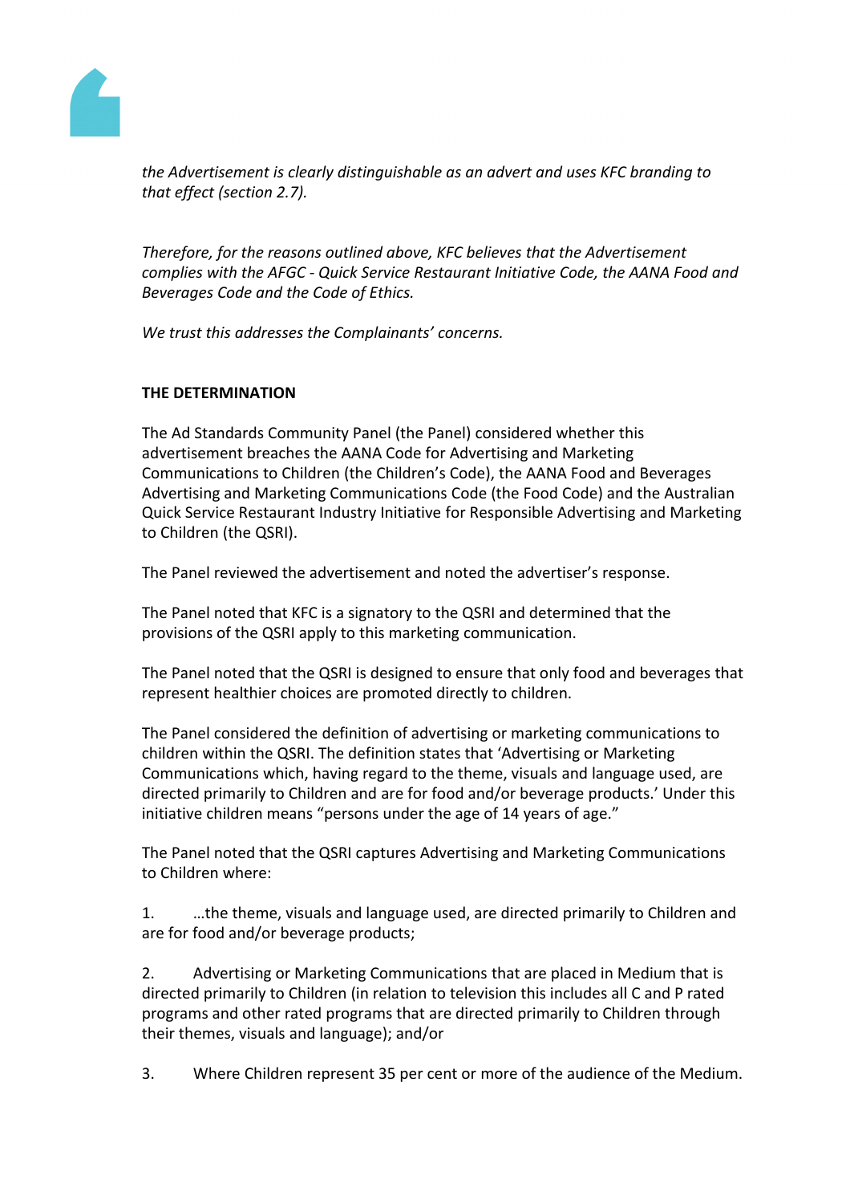*the Advertisement is clearly distinguishable as an advert and uses KFC branding to that effect (section 2.7).*

*Therefore, for the reasons outlined above, KFC believes that the Advertisement complies with the AFGC - Quick Service Restaurant Initiative Code, the AANA Food and Beverages Code and the Code of Ethics.*

*We trust this addresses the Complainants' concerns.*

**THE DETERMINATION**

The Ad Standards Community Panel (the Panel) considered whether this advertisement breaches the AANA Code for Advertising and Marketing Communications to Children (the Children's Code), the AANA Food and Beverages Advertising and Marketing Communications Code (the Food Code) and the Australian Quick Service Restaurant Industry Initiative for Responsible Advertising and Marketing to Children (the QSRI).

The Panel reviewed the advertisement and noted the advertiser's response.

The Panel noted that KFC is a signatory to the QSRI and determined that the provisions of the QSRI apply to this marketing communication.

The Panel noted that the QSRI is designed to ensure that only food and beverages that represent healthier choices are promoted directly to children.

The Panel considered the definition of advertising or marketing communications to children within the QSRI. The definition states that 'Advertising or Marketing Communications which, having regard to the theme, visuals and language used, are directed primarily to Children and are for food and/or beverage products.' Under this initiative children means "persons under the age of 14 years of age."

The Panel noted that the QSRI captures Advertising and Marketing Communications to Children where:

1. …the theme, visuals and language used, are directed primarily to Children and are for food and/or beverage products;

2. Advertising or Marketing Communications that are placed in Medium that is directed primarily to Children (in relation to television this includes all C and P rated programs and other rated programs that are directed primarily to Children through their themes, visuals and language); and/or

3. Where Children represent 35 per cent or more of the audience of the Medium.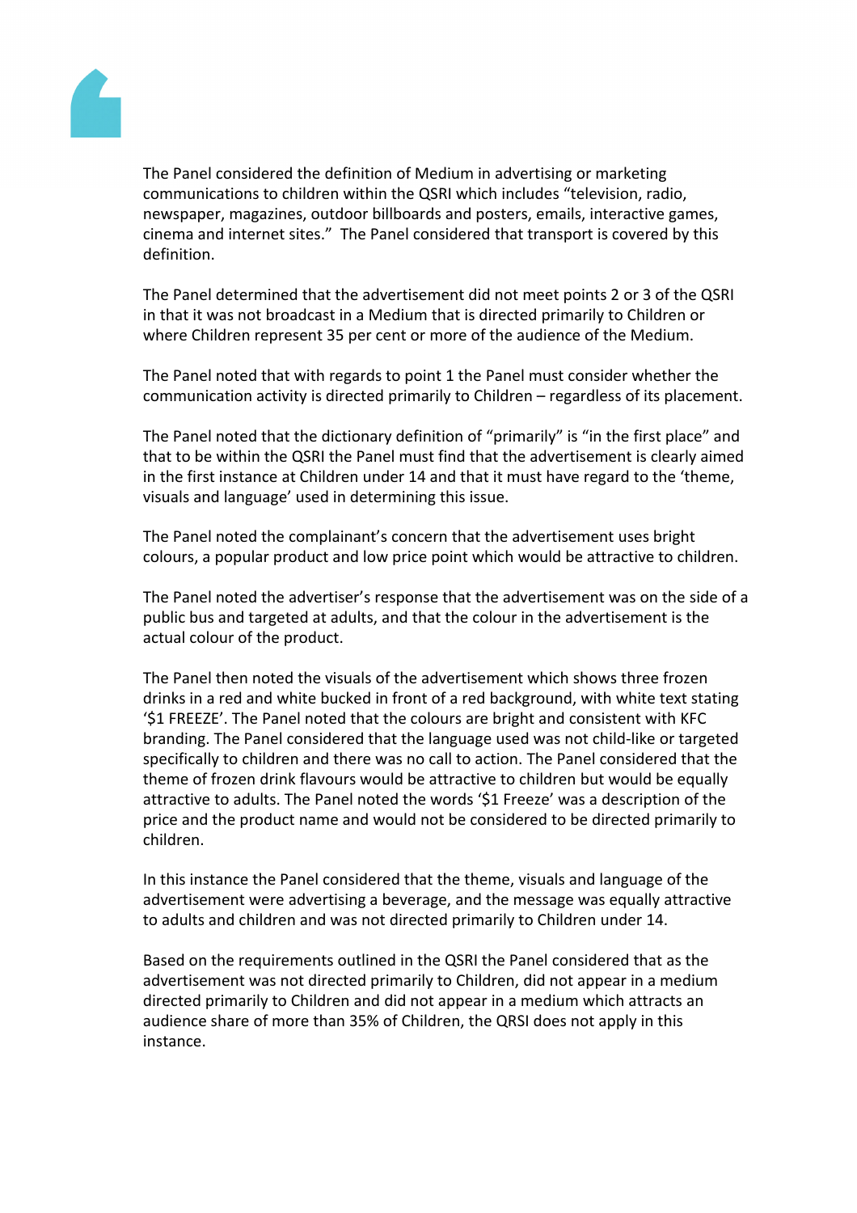The Panel considered the definition of Medium in advertising or marketing communications to children within the QSRI which includes "television, radio, newspaper, magazines, outdoor billboards and posters, emails, interactive games, cinema and internet sites." The Panel considered that transport is covered by this definition.

The Panel determined that the advertisement did not meet points 2 or 3 of the QSRI in that it was not broadcast in a Medium that is directed primarily to Children or where Children represent 35 per cent or more of the audience of the Medium.

The Panel noted that with regards to point 1 the Panel must consider whether the communication activity is directed primarily to Children – regardless of its placement.

The Panel noted that the dictionary definition of "primarily" is "in the first place" and that to be within the QSRI the Panel must find that the advertisement is clearly aimed in the first instance at Children under 14 and that it must have regard to the 'theme, visuals and language' used in determining this issue.

The Panel noted the complainant's concern that the advertisement uses bright colours, a popular product and low price point which would be attractive to children.

The Panel noted the advertiser's response that the advertisement was on the side of a public bus and targeted at adults, and that the colour in the advertisement is the actual colour of the product.

The Panel then noted the visuals of the advertisement which shows three frozen drinks in a red and white bucked in front of a red background, with white text stating '$1 FREEZE'. The Panel noted that the colours are bright and consistent with KFC branding. The Panel considered that the language used was not child-like or targeted specifically to children and there was no call to action. The Panel considered that the theme of frozen drink flavours would be attractive to children but would be equally attractive to adults. The Panel noted the words '$1 Freeze' was a description of the price and the product name and would not be considered to be directed primarily to children.

In this instance the Panel considered that the theme, visuals and language of the advertisement were advertising a beverage, and the message was equally attractive to adults and children and was not directed primarily to Children under 14.

Based on the requirements outlined in the QSRI the Panel considered that as the advertisement was not directed primarily to Children, did not appear in a medium directed primarily to Children and did not appear in a medium which attracts an audience share of more than 35% of Children, the QRSI does not apply in this instance.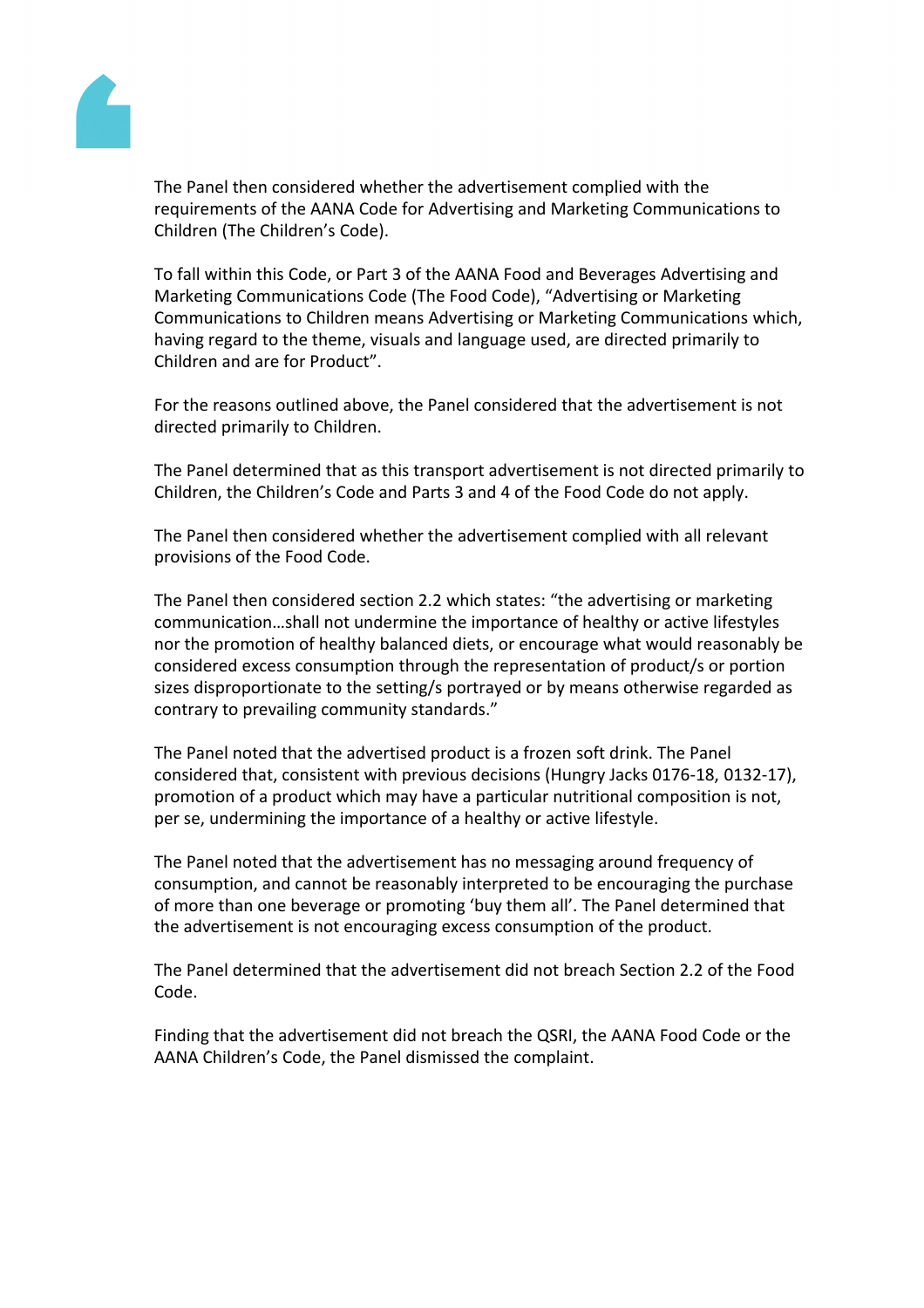The Panel then considered whether the advertisement complied with the requirements of the AANA Code for Advertising and Marketing Communications to Children (The Children's Code).

To fall within this Code, or Part 3 of the AANA Food and Beverages Advertising and Marketing Communications Code (The Food Code), "Advertising or Marketing Communications to Children means Advertising or Marketing Communications which, having regard to the theme, visuals and language used, are directed primarily to Children and are for Product".

For the reasons outlined above, the Panel considered that the advertisement is not directed primarily to Children.

The Panel determined that as this transport advertisement is not directed primarily to Children, the Children's Code and Parts 3 and 4 of the Food Code do not apply.

The Panel then considered whether the advertisement complied with all relevant provisions of the Food Code.

The Panel then considered section 2.2 which states: "the advertising or marketing communication…shall not undermine the importance of healthy or active lifestyles nor the promotion of healthy balanced diets, or encourage what would reasonably be considered excess consumption through the representation of product/s or portion sizes disproportionate to the setting/s portrayed or by means otherwise regarded as contrary to prevailing community standards."

The Panel noted that the advertised product is a frozen soft drink. The Panel considered that, consistent with previous decisions (Hungry Jacks 0176-18, 0132-17), promotion of a product which may have a particular nutritional composition is not, per se, undermining the importance of a healthy or active lifestyle.

The Panel noted that the advertisement has no messaging around frequency of consumption, and cannot be reasonably interpreted to be encouraging the purchase of more than one beverage or promoting 'buy them all'. The Panel determined that the advertisement is not encouraging excess consumption of the product.

The Panel determined that the advertisement did not breach Section 2.2 of the Food Code.

Finding that the advertisement did not breach the QSRI, the AANA Food Code or the AANA Children's Code, the Panel dismissed the complaint.